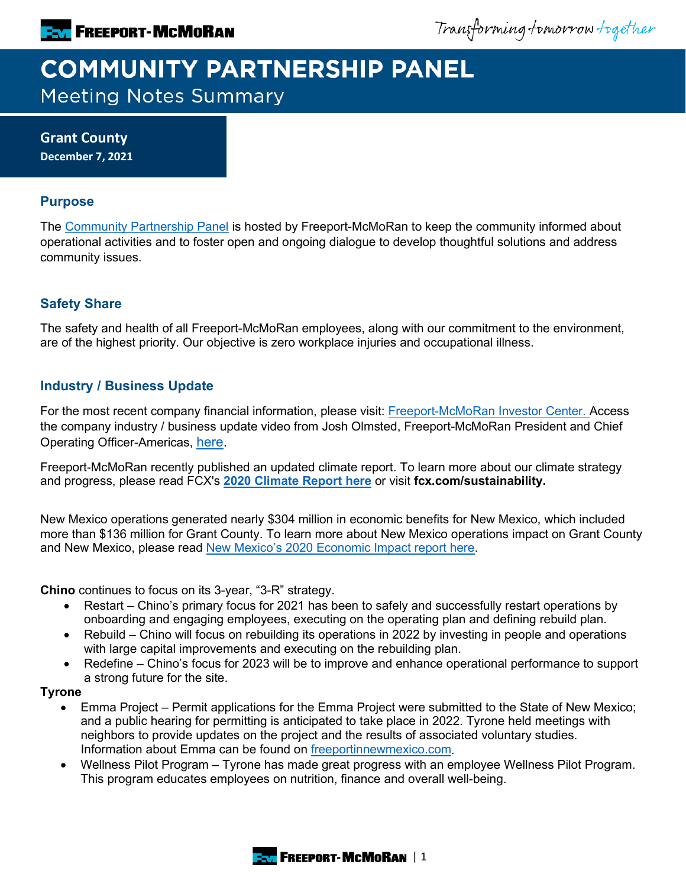# COMMUNITY PARTNERSHIP PANEL

## Meeting Notes Summary

**Grant County**
**December 7, 2021**

### Purpose

The Community Partnership Panel is hosted by Freeport-McMoRan to keep the community informed about operational activities and to foster open and ongoing dialogue to develop thoughtful solutions and address community issues.

### Safety Share

The safety and health of all Freeport-McMoRan employees, along with our commitment to the environment, are of the highest priority. Our objective is zero workplace injuries and occupational illness.

### Industry / Business Update

For the most recent company financial information, please visit: Freeport-McMoRan Investor Center. Access the company industry / business update video from Josh Olmsted, Freeport-McMoRan President and Chief Operating Officer-Americas, here.

Freeport-McMoRan recently published an updated climate report. To learn more about our climate strategy and progress, please read FCX's **2020 Climate Report here** or visit **fcx.com/sustainability.**

New Mexico operations generated nearly $304 million in economic benefits for New Mexico, which included more than $136 million for Grant County. To learn more about New Mexico operations impact on Grant County and New Mexico, please read New Mexico's 2020 Economic Impact report here.

**Chino** continues to focus on its 3-year, "3-R" strategy.

- Restart – Chino's primary focus for 2021 has been to safely and successfully restart operations by onboarding and engaging employees, executing on the operating plan and defining rebuild plan.
- Rebuild – Chino will focus on rebuilding its operations in 2022 by investing in people and operations with large capital improvements and executing on the rebuilding plan.
- Redefine – Chino's focus for 2023 will be to improve and enhance operational performance to support a strong future for the site.

**Tyrone**

- Emma Project – Permit applications for the Emma Project were submitted to the State of New Mexico; and a public hearing for permitting is anticipated to take place in 2022. Tyrone held meetings with neighbors to provide updates on the project and the results of associated voluntary studies. Information about Emma can be found on freeportinnewmexico.com.
- Wellness Pilot Program – Tyrone has made great progress with an employee Wellness Pilot Program. This program educates employees on nutrition, finance and overall well-being.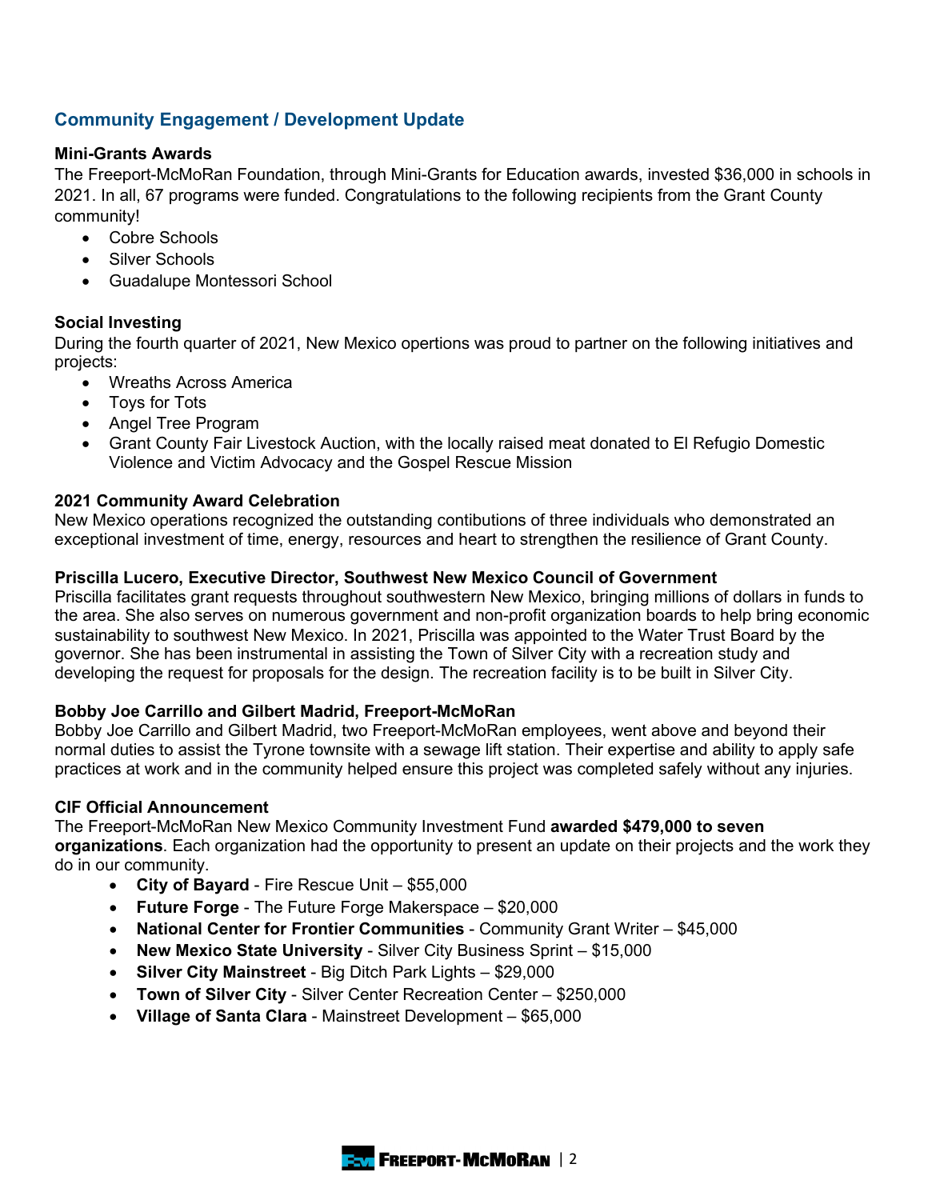## Community Engagement / Development Update

### Mini-Grants Awards

The Freeport-McMoRan Foundation, through Mini-Grants for Education awards, invested $36,000 in schools in 2021. In all, 67 programs were funded. Congratulations to the following recipients from the Grant County community!

- Cobre Schools
- Silver Schools
- Guadalupe Montessori School

### Social Investing

During the fourth quarter of 2021, New Mexico opertions was proud to partner on the following initiatives and projects:

- Wreaths Across America
- Toys for Tots
- Angel Tree Program
- Grant County Fair Livestock Auction, with the locally raised meat donated to El Refugio Domestic Violence and Victim Advocacy and the Gospel Rescue Mission

### 2021 Community Award Celebration

New Mexico operations recognized the outstanding contibutions of three individuals who demonstrated an exceptional investment of time, energy, resources and heart to strengthen the resilience of Grant County.

#### Priscilla Lucero, Executive Director, Southwest New Mexico Council of Government

Priscilla facilitates grant requests throughout southwestern New Mexico, bringing millions of dollars in funds to the area. She also serves on numerous government and non-profit organization boards to help bring economic sustainability to southwest New Mexico. In 2021, Priscilla was appointed to the Water Trust Board by the governor. She has been instrumental in assisting the Town of Silver City with a recreation study and developing the request for proposals for the design. The recreation facility is to be built in Silver City.

#### Bobby Joe Carrillo and Gilbert Madrid, Freeport-McMoRan

Bobby Joe Carrillo and Gilbert Madrid, two Freeport-McMoRan employees, went above and beyond their normal duties to assist the Tyrone townsite with a sewage lift station. Their expertise and ability to apply safe practices at work and in the community helped ensure this project was completed safely without any injuries.

### CIF Official Announcement

The Freeport-McMoRan New Mexico Community Investment Fund **awarded $479,000 to seven organizations**. Each organization had the opportunity to present an update on their projects and the work they do in our community.

- **City of Bayard** - Fire Rescue Unit – $55,000
- **Future Forge** - The Future Forge Makerspace – $20,000
- **National Center for Frontier Communities** - Community Grant Writer – $45,000
- **New Mexico State University** - Silver City Business Sprint – $15,000
- **Silver City Mainstreet** - Big Ditch Park Lights – $29,000
- **Town of Silver City** - Silver Center Recreation Center – $250,000
- **Village of Santa Clara** - Mainstreet Development – $65,000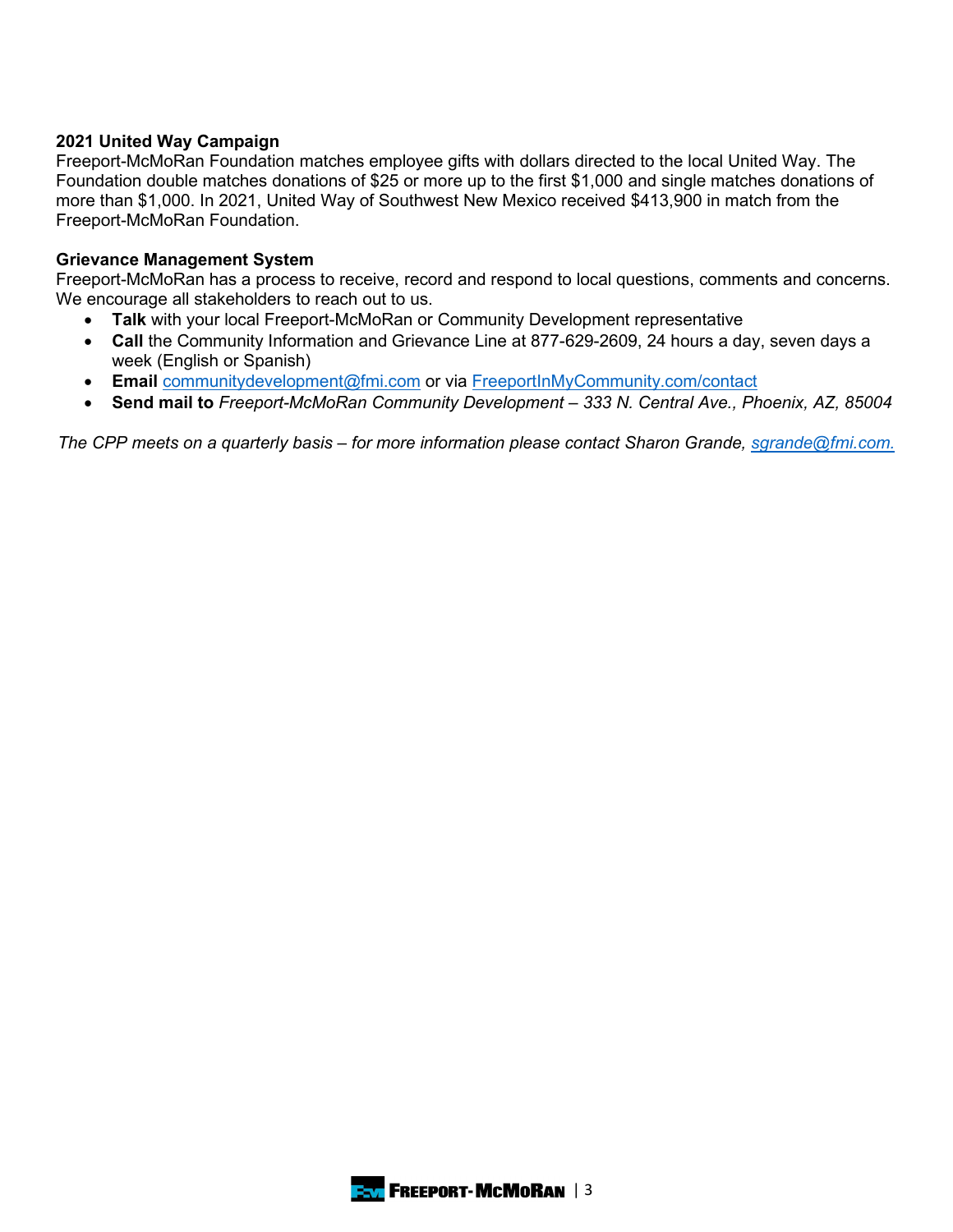**2021 United Way Campaign**

Freeport-McMoRan Foundation matches employee gifts with dollars directed to the local United Way. The Foundation double matches donations of $25 or more up to the first $1,000 and single matches donations of more than $1,000. In 2021, United Way of Southwest New Mexico received $413,900 in match from the Freeport-McMoRan Foundation.

**Grievance Management System**

Freeport-McMoRan has a process to receive, record and respond to local questions, comments and concerns. We encourage all stakeholders to reach out to us.

- **Talk** with your local Freeport-McMoRan or Community Development representative
- **Call** the Community Information and Grievance Line at 877-629-2609, 24 hours a day, seven days a week (English or Spanish)
- **Email** communitydevelopment@fmi.com or via FreeportInMyCommunity.com/contact
- **Send mail to** *Freeport-McMoRan Community Development – 333 N. Central Ave., Phoenix, AZ, 85004*

*The CPP meets on a quarterly basis – for more information please contact Sharon Grande, sgrande@fmi.com.*